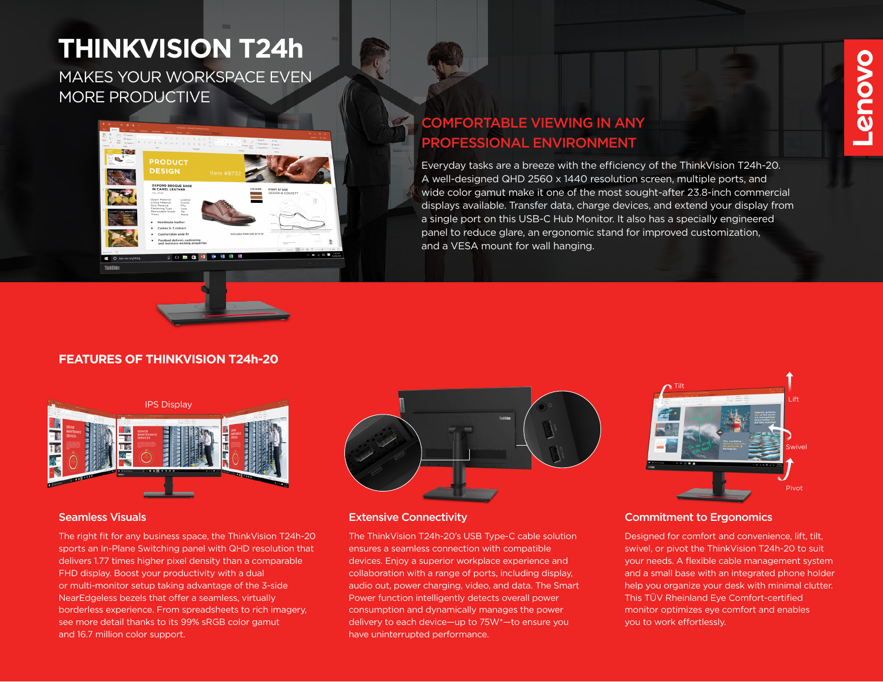# THINKVISION T24h

MAKES YOUR WORKSPACE EVEN MORE PRODUCTIVE

## COMFORTABLE VIEWING IN ANY PROFESSIONAL ENVIRONMENT

Everyday tasks are a breeze with the efficiency of the ThinkVision T24h-20. A well-designed QHD 2560 x 1440 resolution screen, multiple ports, and wide color gamut make it one of the most sought-after 23.8-inch commercial displays available. Transfer data, charge devices, and extend your display from a single port on this USB-C Hub Monitor. It also has a specially engineered panel to reduce glare, an ergonomic stand for improved customization, and a VESA mount for wall hanging.

## FEATURES OF THINKVISION T24h-20

### Seamless Visuals

The right fit for any business space, the ThinkVision T24h-20 sports an In-Plane Switching panel with QHD resolution that delivers 1.77 times higher pixel density than a comparable FHD display. Boost your productivity with a dual or multi-monitor setup taking advantage of the 3-side NearEdgeless bezels that offer a seamless, virtually borderless experience. From spreadsheets to rich imagery, see more detail thanks to its 99% sRGB color gamut and 16.7 million color support.

### Extensive Connectivity

The ThinkVision T24h-20's USB Type-C cable solution ensures a seamless connection with compatible devices. Enjoy a superior workplace experience and collaboration with a range of ports, including display, audio out, power charging, video, and data. The Smart Power function intelligently detects overall power consumption and dynamically manages the power delivery to each device—up to 75W*—to ensure you have uninterrupted performance.

### Commitment to Ergonomics

Designed for comfort and convenience, lift, tilt, swivel, or pivot the ThinkVision T24h-20 to suit your needs. A flexible cable management system and a small base with an integrated phone holder help you organize your desk with minimal clutter. This TÜV Rheinland Eye Comfort-certified monitor optimizes eye comfort and enables you to work effortlessly.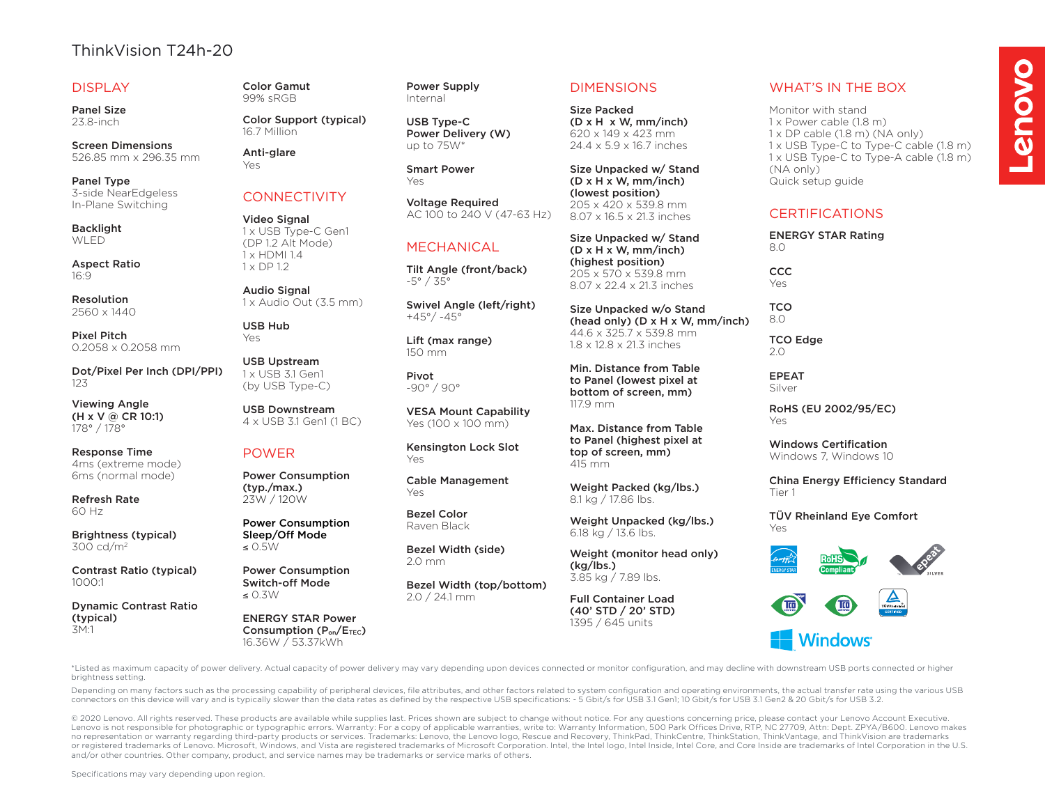# ThinkVision T24h-20

## DISPLAY

**Panel Size**
23.8-inch

**Screen Dimensions**
526.85 mm x 296.35 mm

**Panel Type**
3-side NearEdgeless
In-Plane Switching

**Backlight**
WLED

**Aspect Ratio**
16:9

**Resolution**
2560 x 1440

**Pixel Pitch**
0.2058 x 0.2058 mm

**Dot/Pixel Per Inch (DPI/PPI)**
123

**Viewing Angle (H x V @ CR 10:1)**
178° / 178°

**Response Time**
4ms (extreme mode)
6ms (normal mode)

**Refresh Rate**
60 Hz

**Brightness (typical)**
300 cd/m²

**Contrast Ratio (typical)**
1000:1

**Dynamic Contrast Ratio (typical)**
3M:1

**Color Gamut**
99% sRGB

**Color Support (typical)**
16.7 Million

**Anti-glare**
Yes

## CONNECTIVITY

**Video Signal**
1 x USB Type-C Gen1
(DP 1.2 Alt Mode)
1 x HDMI 1.4
1 x DP 1.2

**Audio Signal**
1 x Audio Out (3.5 mm)

**USB Hub**
Yes

**USB Upstream**
1 x USB 3.1 Gen1
(by USB Type-C)

**USB Downstream**
4 x USB 3.1 Gen1 (1 BC)

## POWER

**Power Consumption (typ./max.)**
23W / 120W

**Power Consumption Sleep/Off Mode**
≤ 0.5W

**Power Consumption Switch-off Mode**
≤ 0.3W

**ENERGY STAR Power Consumption ($P_{on}$/$E_{TEC}$)**
16.36W / 53.37kWh

**Power Supply**
Internal

**USB Type-C Power Delivery (W)**
up to 75W*

**Smart Power**
Yes

**Voltage Required**
AC 100 to 240 V (47-63 Hz)

## MECHANICAL

**Tilt Angle (front/back)**
-5° / 35°

**Swivel Angle (left/right)**
+45°/ -45°

**Lift (max range)**
150 mm

**Pivot**
-90° / 90°

**VESA Mount Capability**
Yes (100 x 100 mm)

**Kensington Lock Slot**
Yes

**Cable Management**
Yes

**Bezel Color**
Raven Black

**Bezel Width (side)**
2.0 mm

**Bezel Width (top/bottom)**
2.0 / 24.1 mm

## DIMENSIONS

**Size Packed (D x H x W, mm/inch)**
620 x 149 x 423 mm
24.4 x 5.9 x 16.7 inches

**Size Unpacked w/ Stand (D x H x W, mm/inch) (lowest position)**
205 x 420 x 539.8 mm
8.07 x 16.5 x 21.3 inches

**Size Unpacked w/ Stand (D x H x W, mm/inch) (highest position)**
205 x 570 x 539.8 mm
8.07 x 22.4 x 21.3 inches

**Size Unpacked w/o Stand (head only) (D x H x W, mm/inch)**
44.6 x 325.7 x 539.8 mm
1.8 x 12.8 x 21.3 inches

**Min. Distance from Table to Panel (lowest pixel at bottom of screen, mm)**
117.9 mm

**Max. Distance from Table to Panel (highest pixel at top of screen, mm)**
415 mm

**Weight Packed (kg/lbs.)**
8.1 kg / 17.86 lbs.

**Weight Unpacked (kg/lbs.)**
6.18 kg / 13.6 lbs.

**Weight (monitor head only) (kg/lbs.)**
3.85 kg / 7.89 lbs.

**Full Container Load (40' STD / 20' STD)**
1395 / 645 units

## WHAT'S IN THE BOX

Monitor with stand
1 x Power cable (1.8 m)
1 x DP cable (1.8 m) (NA only)
1 x USB Type-C to Type-C cable (1.8 m)
1 x USB Type-C to Type-A cable (1.8 m) (NA only)
Quick setup guide

## CERTIFICATIONS

**ENERGY STAR Rating**
8.0

**CCC**
Yes

**TCO**
8.0

**TCO Edge**
2.0

**EPEAT**
Silver

**RoHS (EU 2002/95/EC)**
Yes

**Windows Certification**
Windows 7, Windows 10

**China Energy Efficiency Standard**
Tier 1

**TÜV Rheinland Eye Comfort**
Yes

*Listed as maximum capacity of power delivery. Actual capacity of power delivery may vary depending upon devices connected or monitor configuration, and may decline with downstream USB ports connected or higher brightness setting.

Depending on many factors such as the processing capability of peripheral devices, file attributes, and other factors related to system configuration and operating environments, the actual transfer rate using the various USB connectors on this device will vary and is typically slower than the data rates as defined by the respective USB specifications: - 5 Gbit/s for USB 3.1 Gen1; 10 Gbit/s for USB 3.1 Gen2 & 20 Gbit/s for USB 3.2.

© 2020 Lenovo. All rights reserved. These products are available while supplies last. Prices shown are subject to change without notice. For any questions concerning price, please contact your Lenovo Account Executive. Lenovo is not responsible for photographic or typographic errors. Warranty: For a copy of applicable warranties, write to: Warranty Information, 500 Park Offices Drive, RTP, NC 27709, Attn: Dept. ZPYA/B600. Lenovo makes no representation or warranty regarding third-party products or services. Trademarks: Lenovo, the Lenovo logo, Rescue and Recovery, ThinkPad, ThinkCentre, ThinkStation, ThinkVantage, and ThinkVision are trademarks or registered trademarks of Lenovo. Microsoft, Windows, and Vista are registered trademarks of Microsoft Corporation. Intel, the Intel logo, Intel Inside, Intel Core, and Core Inside are trademarks of Intel Corporation in the U.S. and/or other countries. Other company, product, and service names may be trademarks or service marks of others.

Specifications may vary depending upon region.